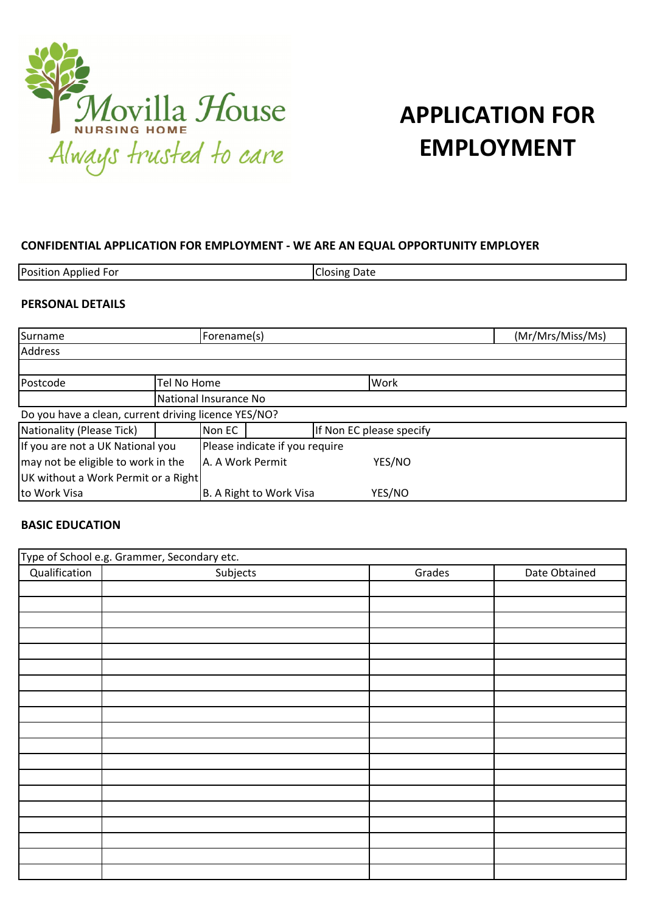Movilla House
NURSING HOME
*Always trusted to care*

# APPLICATION FOR EMPLOYMENT

**CONFIDENTIAL APPLICATION FOR EMPLOYMENT - WE ARE AN EQUAL OPPORTUNITY EMPLOYER**

| Position Applied For | Closing Date |
|---|---|

**PERSONAL DETAILS**

| Surname | | Forename(s) | | | (Mr/Mrs/Miss/Ms) |
|---|---|---|---|---|---|
| Address | | | | | |
| | | | | | |
| Postcode | Tel No Home | | | Work | |
| | National Insurance No | | | | |
| Do you have a clean, current driving licence YES/NO? | | | | | |
| Nationality (Please Tick) | | Non EC | | If Non EC please specify | |
| If you are not a UK National you may not be eligible to work in the UK without a Work Permit or a Right to Work Visa | | Please indicate if you require<br>A. A Work Permit YES/NO<br>B. A Right to Work Visa YES/NO | | | |

**BASIC EDUCATION**

| Type of School e.g. Grammer, Secondary etc. | | | |
|---|---|---|---|
| Qualification | Subjects | Grades | Date Obtained |
| | | | |
| | | | |
| | | | |
| | | | |
| | | | |
| | | | |
| | | | |
| | | | |
| | | | |
| | | | |
| | | | |
| | | | |
| | | | |
| | | | |
| | | | |
| | | | |
| | | | |
| | | | |
| | | | |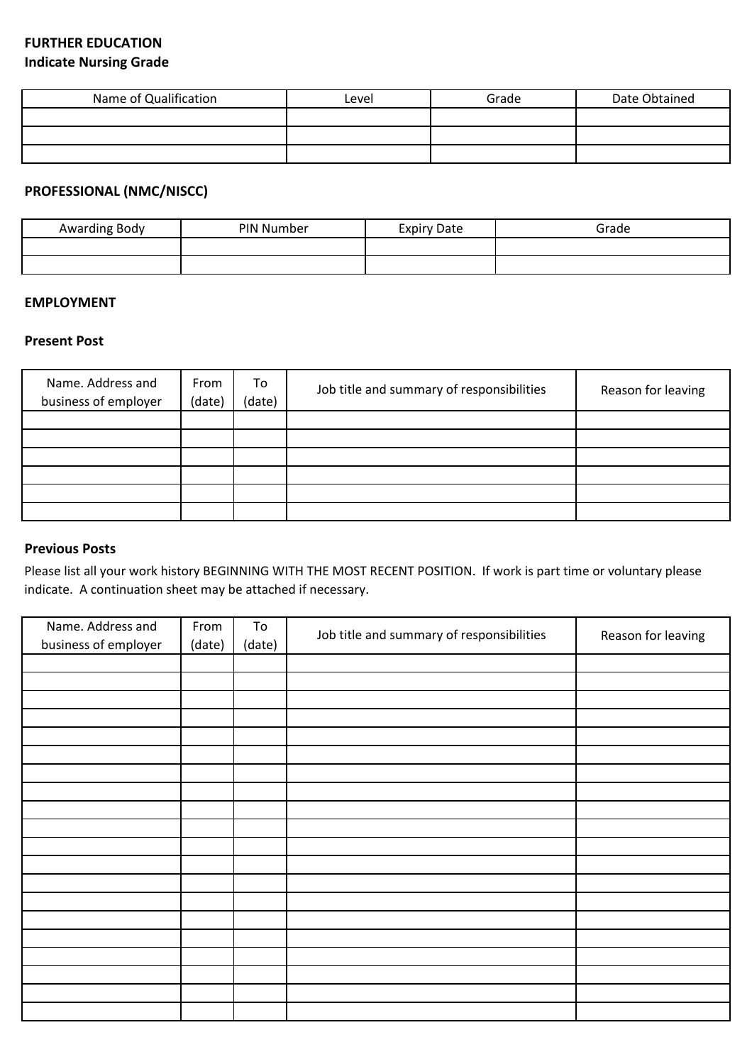**FURTHER EDUCATION**
**Indicate Nursing Grade**

| Name of Qualification | Level | Grade | Date Obtained |
| --- | --- | --- | --- |
| | | | |
| | | | |
| | | | |

**PROFESSIONAL (NMC/NISCC)**

| Awarding Body | PIN Number | Expiry Date | Grade |
| --- | --- | --- | --- |
| | | | |
| | | | |

**EMPLOYMENT**

**Present Post**

| Name. Address and business of employer | From (date) | To (date) | Job title and summary of responsibilities | Reason for leaving |
| --- | --- | --- | --- | --- |
| | | | | |
| | | | | |
| | | | | |
| | | | | |
| | | | | |
| | | | | |

**Previous Posts**

Please list all your work history BEGINNING WITH THE MOST RECENT POSITION. If work is part time or voluntary please indicate. A continuation sheet may be attached if necessary.

| Name. Address and business of employer | From (date) | To (date) | Job title and summary of responsibilities | Reason for leaving |
| --- | --- | --- | --- | --- |
| | | | | |
| | | | | |
| | | | | |
| | | | | |
| | | | | |
| | | | | |
| | | | | |
| | | | | |
| | | | | |
| | | | | |
| | | | | |
| | | | | |
| | | | | |
| | | | | |
| | | | | |
| | | | | |
| | | | | |
| | | | | |
| | | | | |
| | | | | |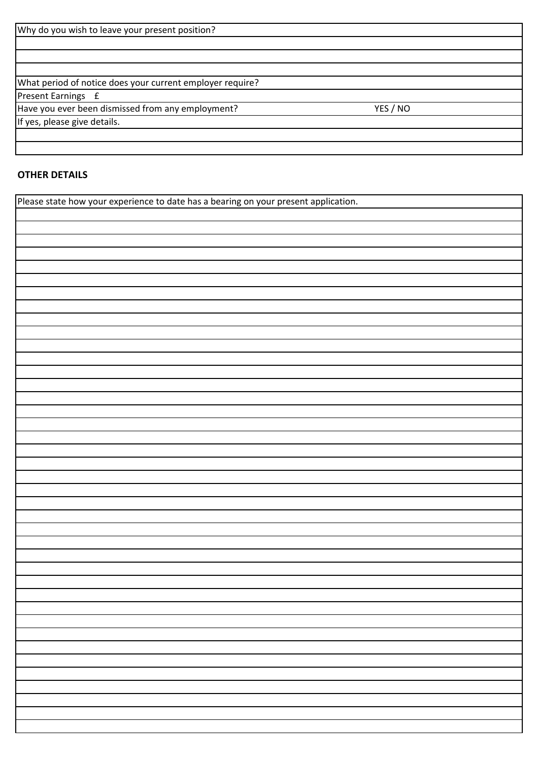| Why do you wish to leave your present position? | |
|---|---|
| | |
| | |
| | |
| What period of notice does your current employer require? | |
| Present Earnings £ | |
| Have you ever been dismissed from any employment? | YES / NO |
| If yes, please give details. | |
| | |
| | |

**OTHER DETAILS**

| Please state how your experience to date has a bearing on your present application. |
|---|
| |
| |
| |
| |
| |
| |
| |
| |
| |
| |
| |
| |
| |
| |
| |
| |
| |
| |
| |
| |
| |
| |
| |
| |
| |
| |
| |
| |
| |
| |
| |
| |
| |
| |
| |
| |
| |
| |
| |
| |
| |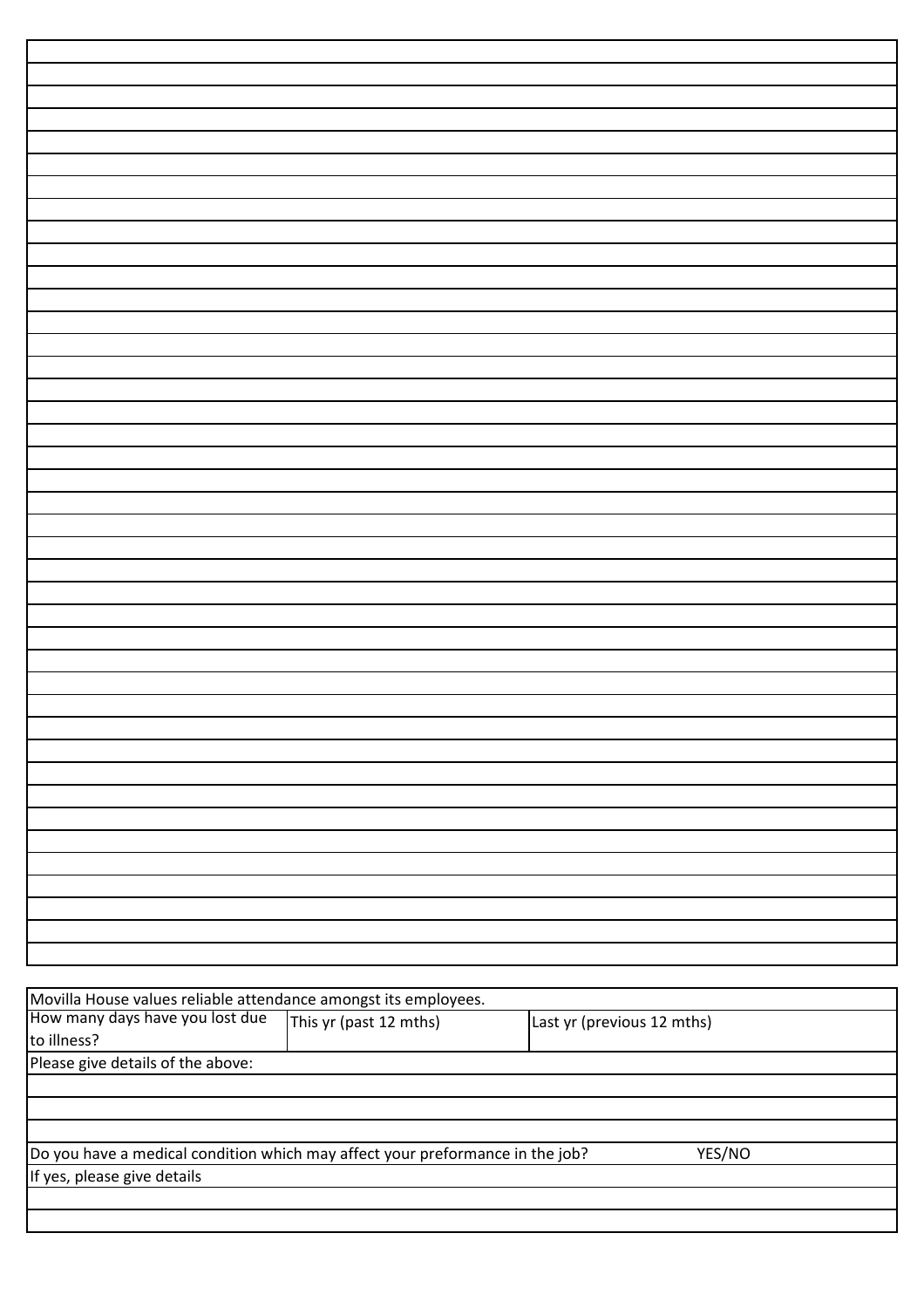Movilla House values reliable attendance amongst its employees.

| How many days have you lost due to illness? | This yr (past 12 mths) | Last yr (previous 12 mths) |
|---|---|---|

Please give details of the above:

Do you have a medical condition which may affect your preformance in the job? YES/NO

If yes, please give details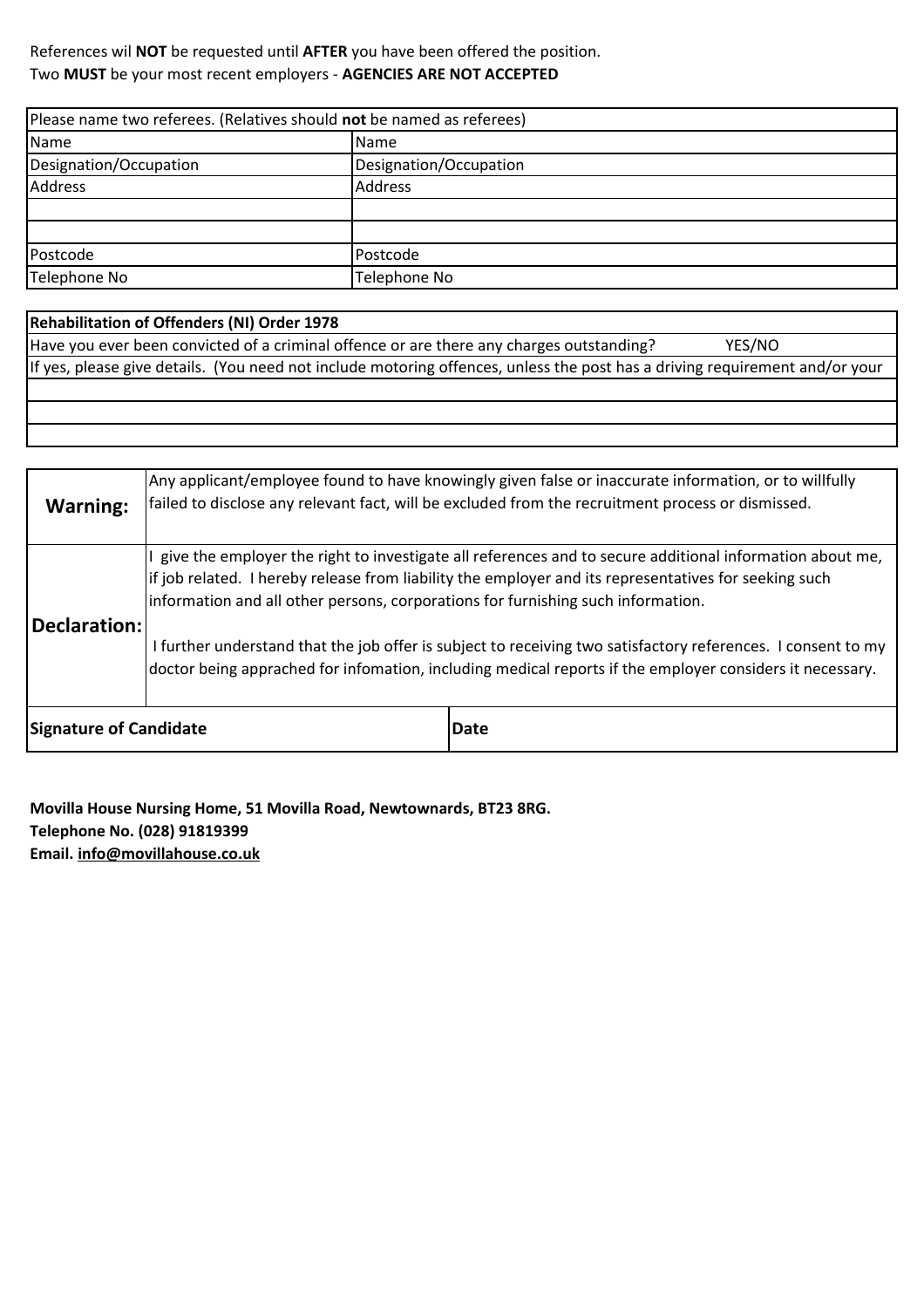References wil **NOT** be requested until **AFTER** you have been offered the position.
Two **MUST** be your most recent employers - **AGENCIES ARE NOT ACCEPTED**

| Please name two referees. (Relatives should **not** be named as referees) | |
|---|---|
| Name | Name |
| Designation/Occupation | Designation/Occupation |
| Address | Address |
| | |
| | |
| Postcode | Postcode |
| Telephone No | Telephone No |

| **Rehabilitation of Offenders (NI) Order 1978** |
|---|
| Have you ever been convicted of a criminal offence or are there any charges outstanding? YES/NO |
| If yes, please give details. (You need not include motoring offences, unless the post has a driving requirement and/or your |
| |
| |
| |

| | | |
|---|---|---|
| **Warning:** | Any applicant/employee found to have knowingly given false or inaccurate information, or to willfully failed to disclose any relevant fact, will be excluded from the recruitment process or dismissed. | |
| **Declaration:** | I give the employer the right to investigate all references and to secure additional information about me, if job related. I hereby release from liability the employer and its representatives for seeking such information and all other persons, corporations for furnishing such information.<br><br>I further understand that the job offer is subject to receiving two satisfactory references. I consent to my doctor being appraches for infomation, including medical reports if the employer considers it necessary. | |
| **Signature of Candidate** | | **Date** |

**Movilla House Nursing Home, 51 Movilla Road, Newtownards, BT23 8RG.**
**Telephone No. (028) 91819399**
**Email. info@movillahouse.co.uk**